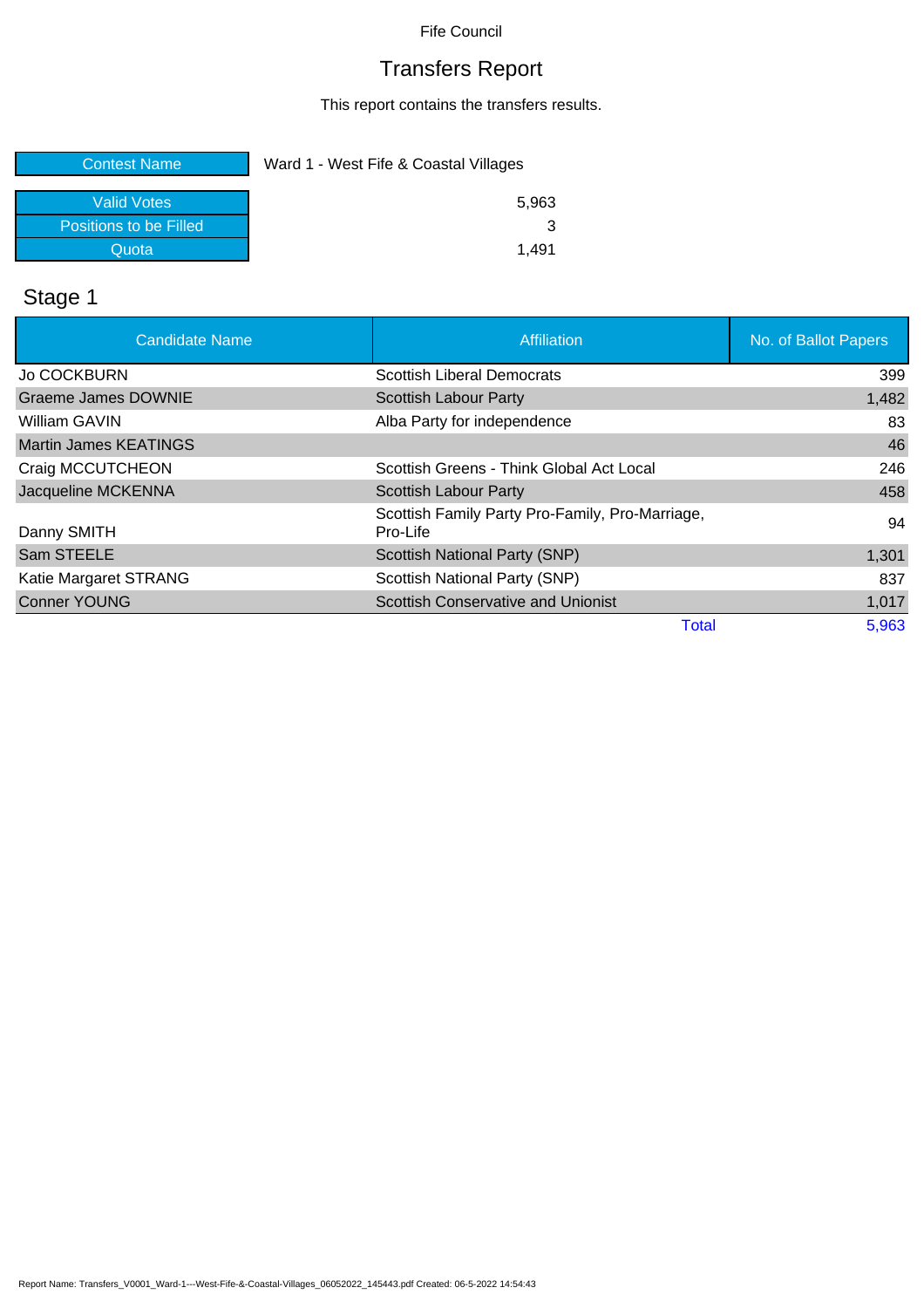Fife Council

# Transfers Report

This report contains the transfers results.

| Contest Name | Ward 1 - West Fife & Coastal Villages |
|---|---|
| Valid Votes | 5,963 |
| Positions to be Filled | 3 |
| Quota | 1,491 |

## Stage 1

| Candidate Name | Affiliation | No. of Ballot Papers |
|---|---|---|
| Jo COCKBURN | Scottish Liberal Democrats | 399 |
| Graeme James DOWNIE | Scottish Labour Party | 1,482 |
| William GAVIN | Alba Party for independence | 83 |
| Martin James KEATINGS | | 46 |
| Craig MCCUTCHEON | Scottish Greens - Think Global Act Local | 246 |
| Jacqueline MCKENNA | Scottish Labour Party | 458 |
| Danny SMITH | Scottish Family Party Pro-Family, Pro-Marriage, Pro-Life | 94 |
| Sam STEELE | Scottish National Party (SNP) | 1,301 |
| Katie Margaret STRANG | Scottish National Party (SNP) | 837 |
| Conner YOUNG | Scottish Conservative and Unionist | 1,017 |
| | Total | 5,963 |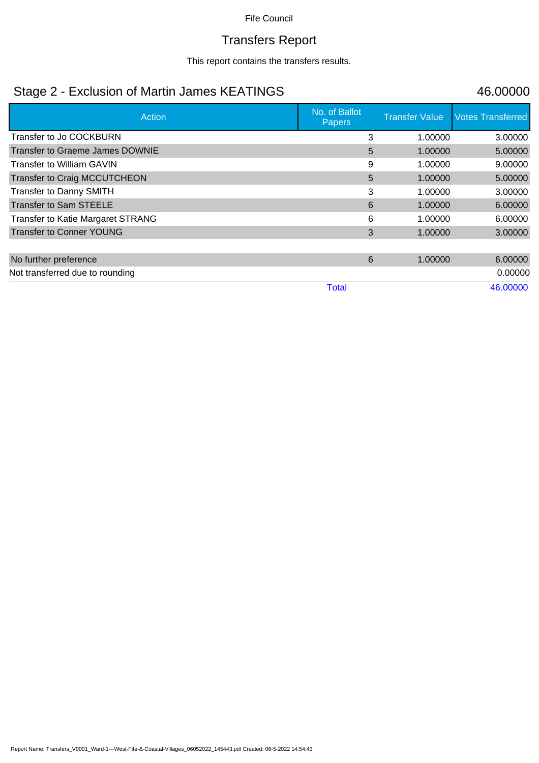Fife Council

# Transfers Report

This report contains the transfers results.

## Stage 2 - Exclusion of Martin James KEATINGS 46.00000

| Action | No. of Ballot Papers | Transfer Value | Votes Transferred |
|---|---|---|---|
| Transfer to Jo COCKBURN | 3 | 1.00000 | 3.00000 |
| Transfer to Graeme James DOWNIE | 5 | 1.00000 | 5.00000 |
| Transfer to William GAVIN | 9 | 1.00000 | 9.00000 |
| Transfer to Craig MCCUTCHEON | 5 | 1.00000 | 5.00000 |
| Transfer to Danny SMITH | 3 | 1.00000 | 3.00000 |
| Transfer to Sam STEELE | 6 | 1.00000 | 6.00000 |
| Transfer to Katie Margaret STRANG | 6 | 1.00000 | 6.00000 |
| Transfer to Conner YOUNG | 3 | 1.00000 | 3.00000 |
| | | | |
| No further preference | 6 | 1.00000 | 6.00000 |
| Not transferred due to rounding | | | 0.00000 |
| | Total | | 46.00000 |

Report Name: Transfers_V0001_Ward-1---West-Fife-&-Coastal-Villages_06052022_145443.pdf Created: 06-5-2022 14:54:43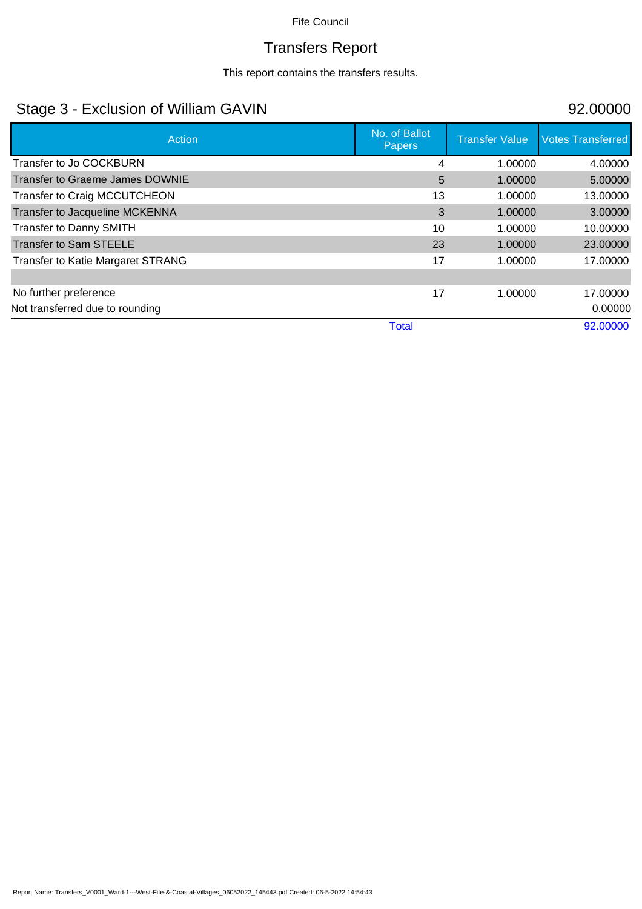Fife Council

# Transfers Report

This report contains the transfers results.

## Stage 3 - Exclusion of William GAVIN

92.00000

| Action | No. of Ballot Papers | Transfer Value | Votes Transferred |
| --- | --- | --- | --- |
| Transfer to Jo COCKBURN | 4 | 1.00000 | 4.00000 |
| Transfer to Graeme James DOWNIE | 5 | 1.00000 | 5.00000 |
| Transfer to Craig MCCUTCHEON | 13 | 1.00000 | 13.00000 |
| Transfer to Jacqueline MCKENNA | 3 | 1.00000 | 3.00000 |
| Transfer to Danny SMITH | 10 | 1.00000 | 10.00000 |
| Transfer to Sam STEELE | 23 | 1.00000 | 23.00000 |
| Transfer to Katie Margaret STRANG | 17 | 1.00000 | 17.00000 |
| | | | |
| No further preference | 17 | 1.00000 | 17.00000 |
| Not transferred due to rounding | | | 0.00000 |
| | Total | | 92.00000 |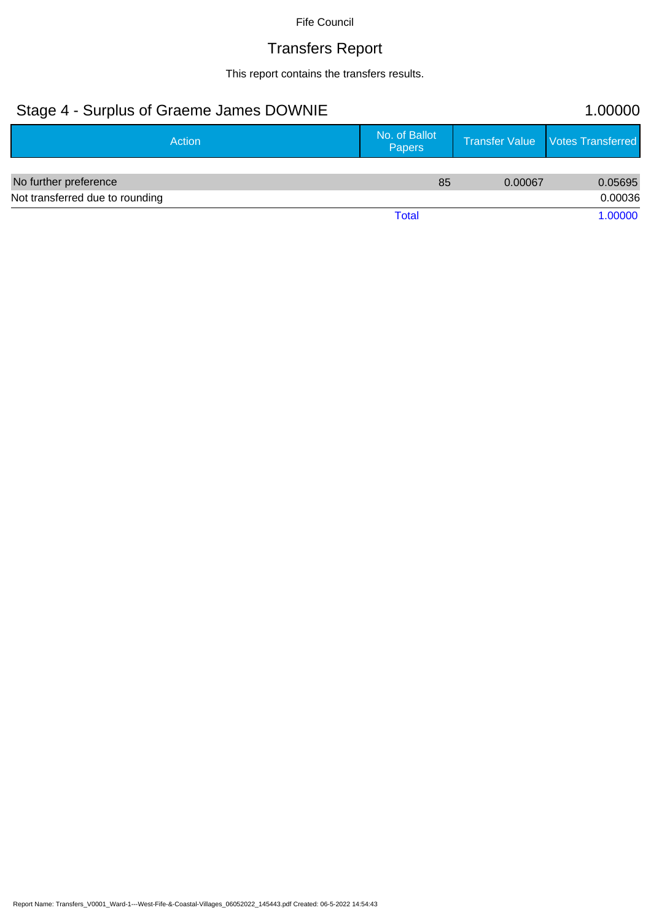Fife Council

# Transfers Report

This report contains the transfers results.

## Stage 4 - Surplus of Graeme James DOWNIE 1.00000

| Action | No. of Ballot Papers | Transfer Value | Votes Transferred |
|---|---|---|---|
| No further preference | 85 | 0.00067 | 0.05695 |
| Not transferred due to rounding | | | 0.00036 |
| | Total | | 1.00000 |

Report Name: Transfers_V0001_Ward-1---West-Fife-&-Coastal-Villages_06052022_145443.pdf Created: 06-5-2022 14:54:43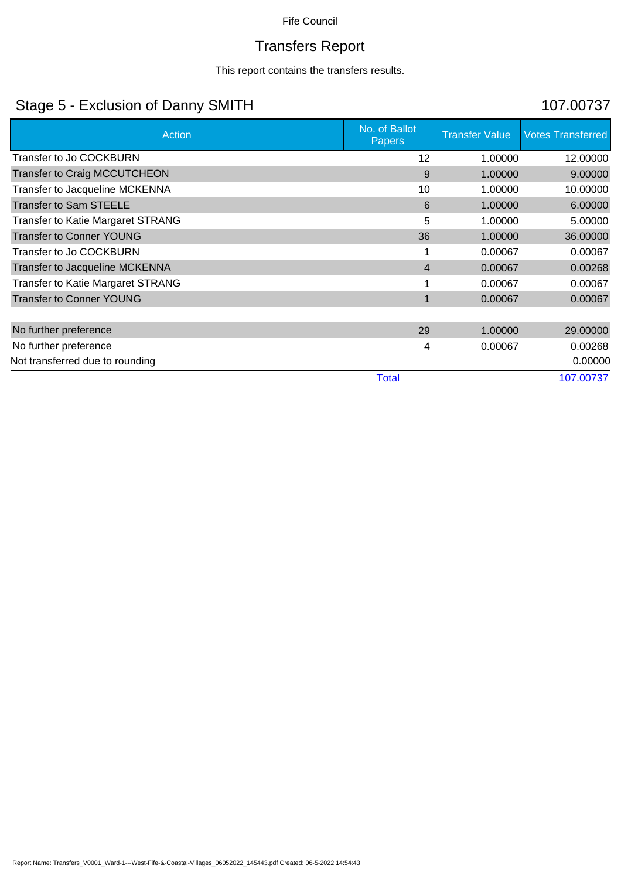Fife Council

# Transfers Report

This report contains the transfers results.

## Stage 5 - Exclusion of Danny SMITH — 107.00737

| Action | No. of Ballot Papers | Transfer Value | Votes Transferred |
|---|---|---|---|
| Transfer to Jo COCKBURN | 12 | 1.00000 | 12.00000 |
| Transfer to Craig MCCUTCHEON | 9 | 1.00000 | 9.00000 |
| Transfer to Jacqueline MCKENNA | 10 | 1.00000 | 10.00000 |
| Transfer to Sam STEELE | 6 | 1.00000 | 6.00000 |
| Transfer to Katie Margaret STRANG | 5 | 1.00000 | 5.00000 |
| Transfer to Conner YOUNG | 36 | 1.00000 | 36.00000 |
| Transfer to Jo COCKBURN | 1 | 0.00067 | 0.00067 |
| Transfer to Jacqueline MCKENNA | 4 | 0.00067 | 0.00268 |
| Transfer to Katie Margaret STRANG | 1 | 0.00067 | 0.00067 |
| Transfer to Conner YOUNG | 1 | 0.00067 | 0.00067 |
| | | | |
| No further preference | 29 | 1.00000 | 29.00000 |
| No further preference | 4 | 0.00067 | 0.00268 |
| Not transferred due to rounding | | | 0.00000 |
| | Total | | 107.00737 |

Report Name: Transfers_V0001_Ward-1---West-Fife-&-Coastal-Villages_06052022_145443.pdf Created: 06-5-2022 14:54:43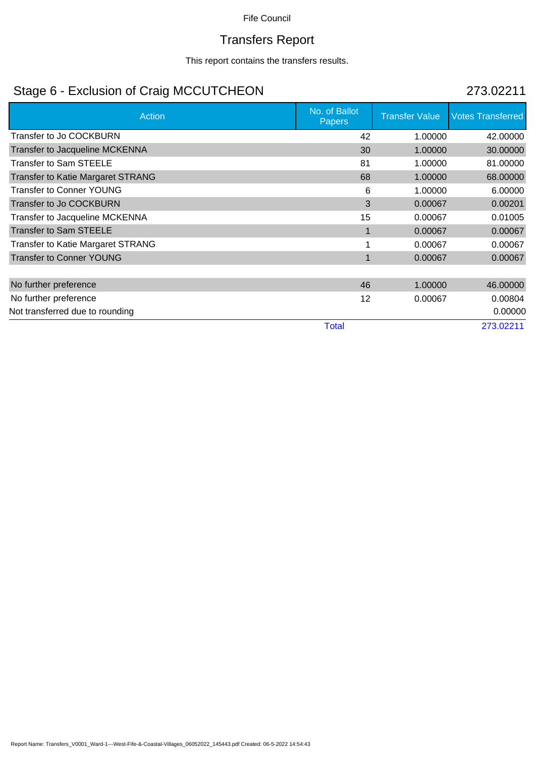Fife Council

# Transfers Report

This report contains the transfers results.

## Stage 6 - Exclusion of Craig MCCUTCHEON

273.02211

| Action | No. of Ballot Papers | Transfer Value | Votes Transferred |
|---|---|---|---|
| Transfer to Jo COCKBURN | 42 | 1.00000 | 42.00000 |
| Transfer to Jacqueline MCKENNA | 30 | 1.00000 | 30.00000 |
| Transfer to Sam STEELE | 81 | 1.00000 | 81.00000 |
| Transfer to Katie Margaret STRANG | 68 | 1.00000 | 68.00000 |
| Transfer to Conner YOUNG | 6 | 1.00000 | 6.00000 |
| Transfer to Jo COCKBURN | 3 | 0.00067 | 0.00201 |
| Transfer to Jacqueline MCKENNA | 15 | 0.00067 | 0.01005 |
| Transfer to Sam STEELE | 1 | 0.00067 | 0.00067 |
| Transfer to Katie Margaret STRANG | 1 | 0.00067 | 0.00067 |
| Transfer to Conner YOUNG | 1 | 0.00067 | 0.00067 |
| | | | |
| No further preference | 46 | 1.00000 | 46.00000 |
| No further preference | 12 | 0.00067 | 0.00804 |
| Not transferred due to rounding | | | 0.00000 |
| | Total | | 273.02211 |

Report Name: Transfers_V0001_Ward-1---West-Fife-&-Coastal-Villages_06052022_145443.pdf Created: 06-5-2022 14:54:43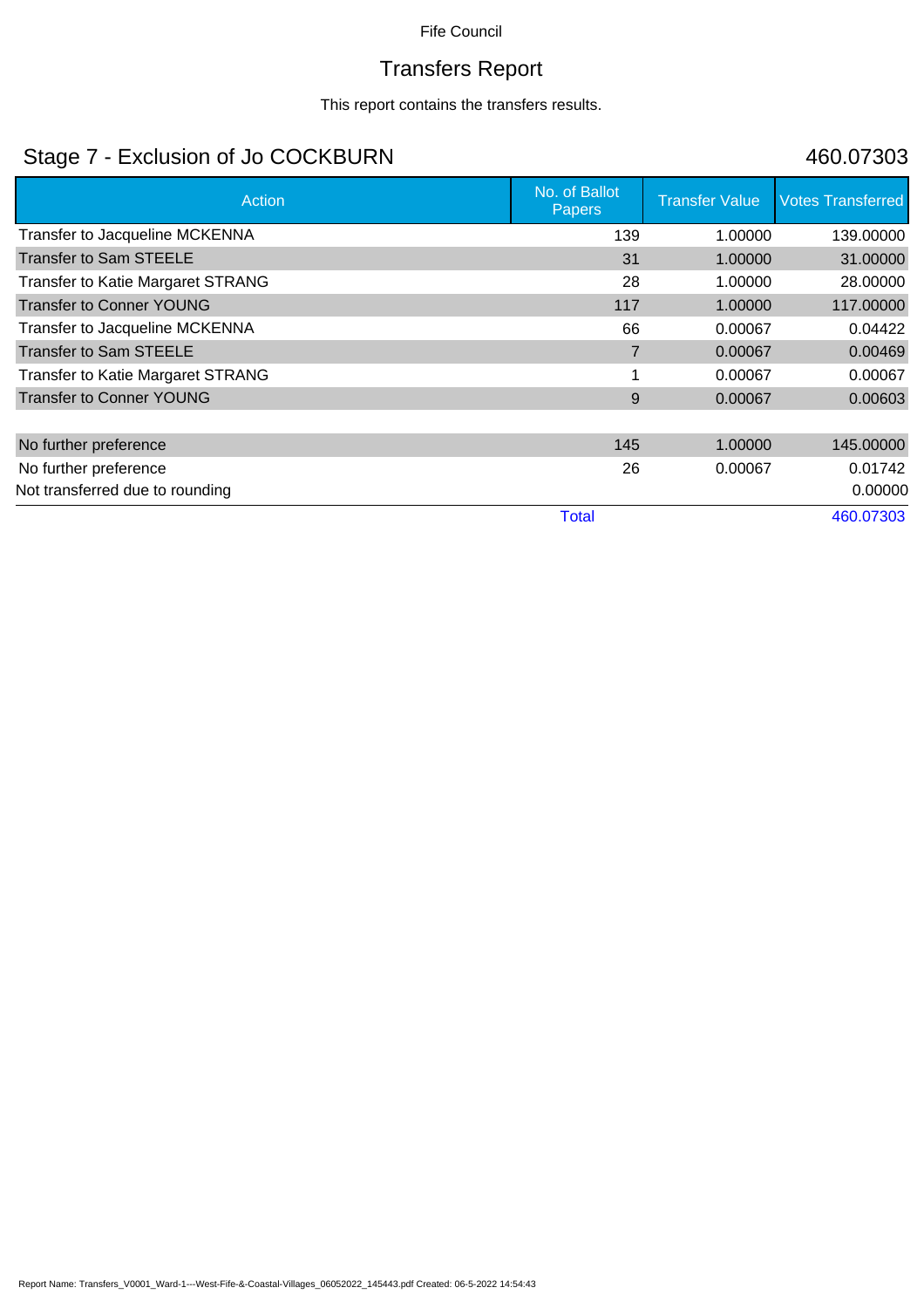Fife Council

# Transfers Report

This report contains the transfers results.

## Stage 7 - Exclusion of Jo COCKBURN

460.07303

| Action | No. of Ballot Papers | Transfer Value | Votes Transferred |
|---|---|---|---|
| Transfer to Jacqueline MCKENNA | 139 | 1.00000 | 139.00000 |
| Transfer to Sam STEELE | 31 | 1.00000 | 31.00000 |
| Transfer to Katie Margaret STRANG | 28 | 1.00000 | 28.00000 |
| Transfer to Conner YOUNG | 117 | 1.00000 | 117.00000 |
| Transfer to Jacqueline MCKENNA | 66 | 0.00067 | 0.04422 |
| Transfer to Sam STEELE | 7 | 0.00067 | 0.00469 |
| Transfer to Katie Margaret STRANG | 1 | 0.00067 | 0.00067 |
| Transfer to Conner YOUNG | 9 | 0.00067 | 0.00603 |
| | | | |
| No further preference | 145 | 1.00000 | 145.00000 |
| No further preference | 26 | 0.00067 | 0.01742 |
| Not transferred due to rounding | | | 0.00000 |
| | Total | | 460.07303 |

Report Name: Transfers_V0001_Ward-1---West-Fife-&-Coastal-Villages_06052022_145443.pdf Created: 06-5-2022 14:54:43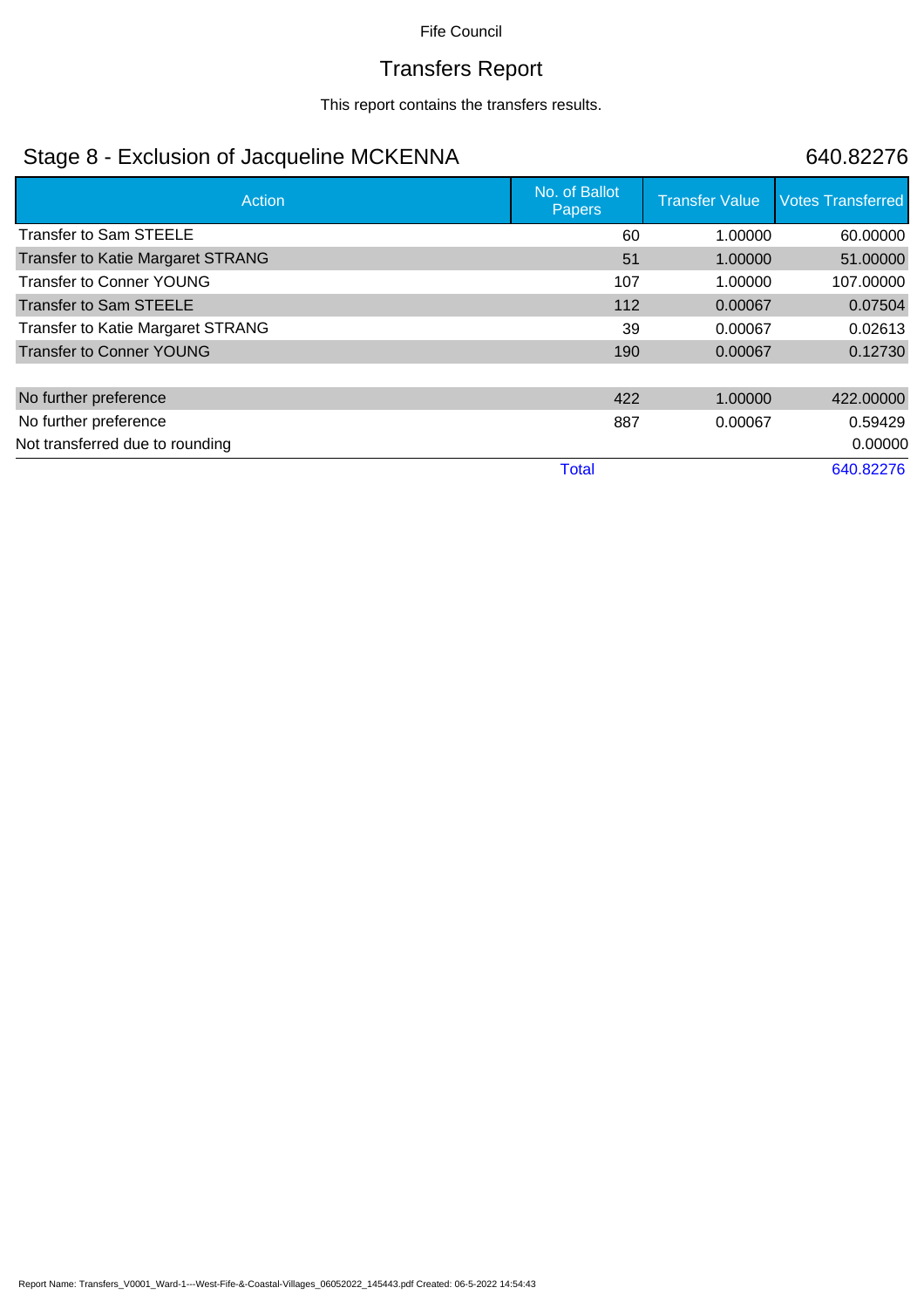Fife Council

# Transfers Report

This report contains the transfers results.

## Stage 8 - Exclusion of Jacqueline MCKENNA

640.82276

| Action | No. of Ballot Papers | Transfer Value | Votes Transferred |
|---|---|---|---|
| Transfer to Sam STEELE | 60 | 1.00000 | 60.00000 |
| Transfer to Katie Margaret STRANG | 51 | 1.00000 | 51.00000 |
| Transfer to Conner YOUNG | 107 | 1.00000 | 107.00000 |
| Transfer to Sam STEELE | 112 | 0.00067 | 0.07504 |
| Transfer to Katie Margaret STRANG | 39 | 0.00067 | 0.02613 |
| Transfer to Conner YOUNG | 190 | 0.00067 | 0.12730 |
| | | | |
| No further preference | 422 | 1.00000 | 422.00000 |
| No further preference | 887 | 0.00067 | 0.59429 |
| Not transferred due to rounding | | | 0.00000 |
| | Total | | 640.82276 |

Report Name: Transfers_V0001_Ward-1---West-Fife-&-Coastal-Villages_06052022_145443.pdf Created: 06-5-2022 14:54:43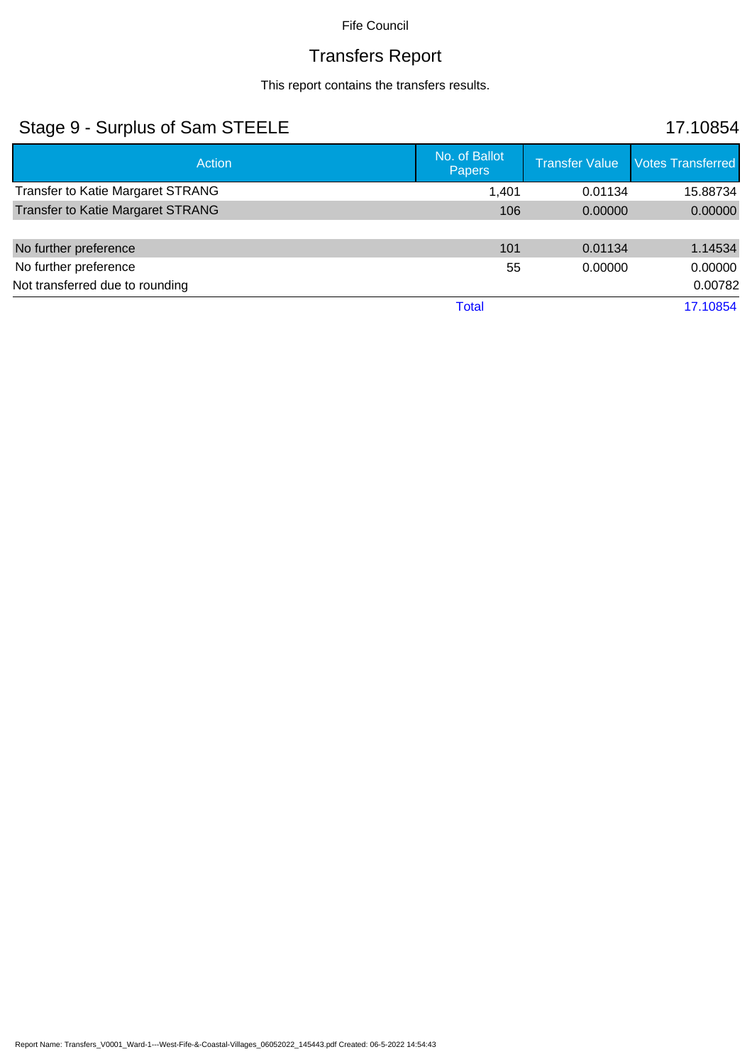Fife Council

# Transfers Report

This report contains the transfers results.

## Stage 9 - Surplus of Sam STEELE

17.10854

| Action | No. of Ballot Papers | Transfer Value | Votes Transferred |
|---|---|---|---|
| Transfer to Katie Margaret STRANG | 1,401 | 0.01134 | 15.88734 |
| Transfer to Katie Margaret STRANG | 106 | 0.00000 | 0.00000 |
| | | | |
| No further preference | 101 | 0.01134 | 1.14534 |
| No further preference | 55 | 0.00000 | 0.00000 |
| Not transferred due to rounding | | | 0.00782 |
| | Total | | 17.10854 |

Report Name: Transfers_V0001_Ward-1---West-Fife-&-Coastal-Villages_06052022_145443.pdf Created: 06-5-2022 14:54:43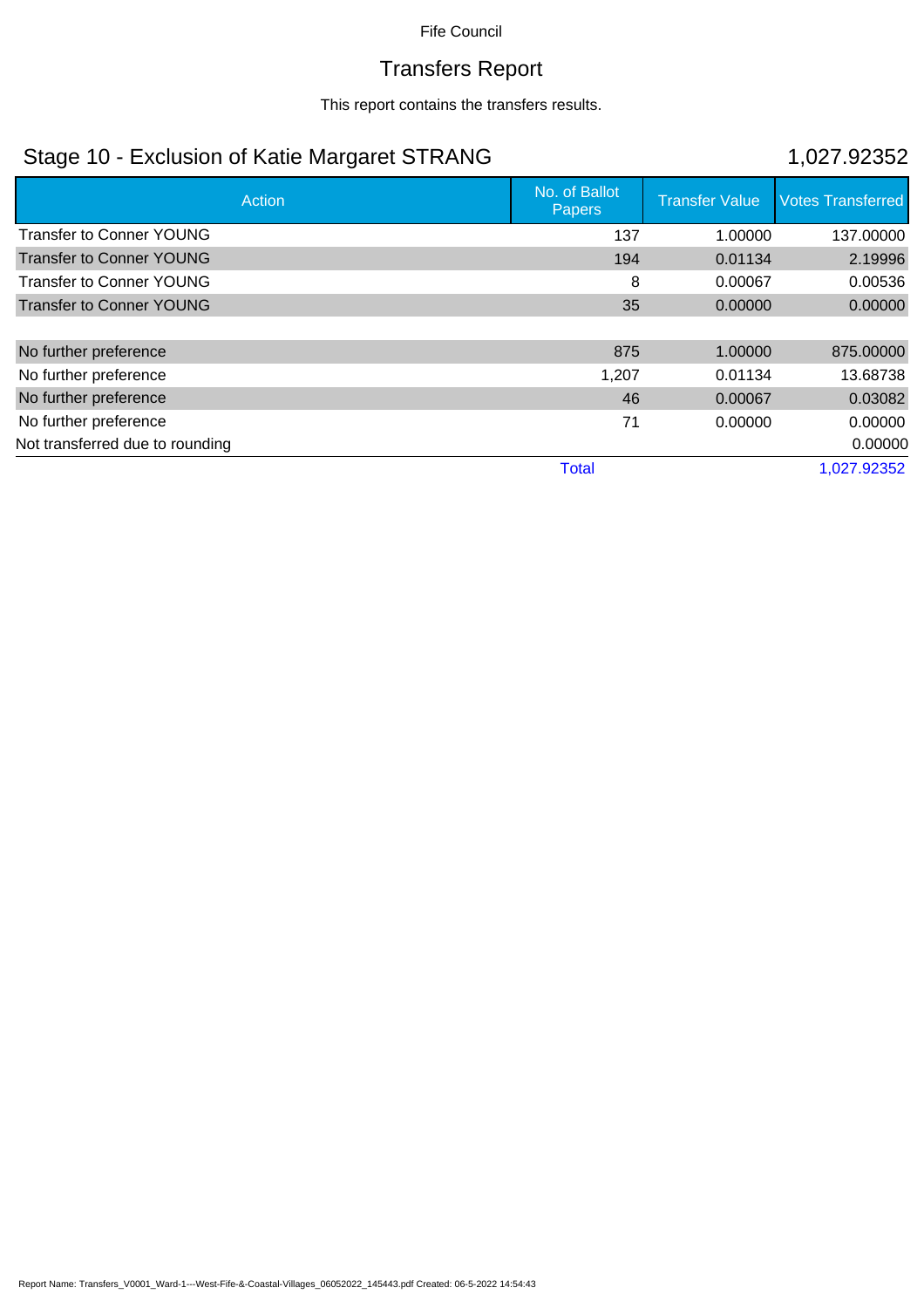Fife Council

# Transfers Report

This report contains the transfers results.

## Stage 10 - Exclusion of Katie Margaret STRANG — 1,027.92352

| Action | No. of Ballot Papers | Transfer Value | Votes Transferred |
|---|---|---|---|
| Transfer to Conner YOUNG | 137 | 1.00000 | 137.00000 |
| Transfer to Conner YOUNG | 194 | 0.01134 | 2.19996 |
| Transfer to Conner YOUNG | 8 | 0.00067 | 0.00536 |
| Transfer to Conner YOUNG | 35 | 0.00000 | 0.00000 |
| | | | |
| No further preference | 875 | 1.00000 | 875.00000 |
| No further preference | 1,207 | 0.01134 | 13.68738 |
| No further preference | 46 | 0.00067 | 0.03082 |
| No further preference | 71 | 0.00000 | 0.00000 |
| Not transferred due to rounding | | | 0.00000 |
| | Total | | 1,027.92352 |

Report Name: Transfers_V0001_Ward-1---West-Fife-&-Coastal-Villages_06052022_145443.pdf Created: 06-5-2022 14:54:43